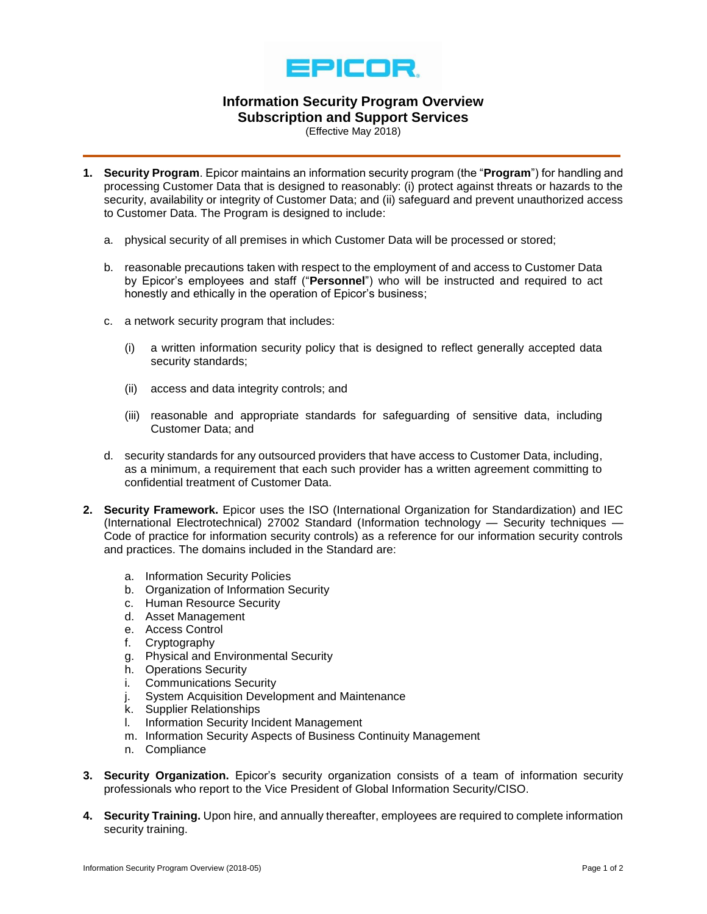EPICOR

# Information Security Program Overview
## Subscription and Support Services

(Effective May 2018)

1. **Security Program**. Epicor maintains an information security program (the "**Program**") for handling and processing Customer Data that is designed to reasonably: (i) protect against threats or hazards to the security, availability or integrity of Customer Data; and (ii) safeguard and prevent unauthorized access to Customer Data. The Program is designed to include:

   a. physical security of all premises in which Customer Data will be processed or stored;

   b. reasonable precautions taken with respect to the employment of and access to Customer Data by Epicor's employees and staff ("**Personnel**") who will be instructed and required to act honestly and ethically in the operation of Epicor's business;

   c. a network security program that includes:

      (i) a written information security policy that is designed to reflect generally accepted data security standards;

      (ii) access and data integrity controls; and

      (iii) reasonable and appropriate standards for safeguarding of sensitive data, including Customer Data; and

   d. security standards for any outsourced providers that have access to Customer Data, including, as a minimum, a requirement that each such provider has a written agreement committing to confidential treatment of Customer Data.

2. **Security Framework.** Epicor uses the ISO (International Organization for Standardization) and IEC (International Electrotechnical) 27002 Standard (Information technology — Security techniques — Code of practice for information security controls) as a reference for our information security controls and practices. The domains included in the Standard are:

   a. Information Security Policies
   b. Organization of Information Security
   c. Human Resource Security
   d. Asset Management
   e. Access Control
   f. Cryptography
   g. Physical and Environmental Security
   h. Operations Security
   i. Communications Security
   j. System Acquisition Development and Maintenance
   k. Supplier Relationships
   l. Information Security Incident Management
   m. Information Security Aspects of Business Continuity Management
   n. Compliance

3. **Security Organization.** Epicor's security organization consists of a team of information security professionals who report to the Vice President of Global Information Security/CISO.

4. **Security Training.** Upon hire, and annually thereafter, employees are required to complete information security training.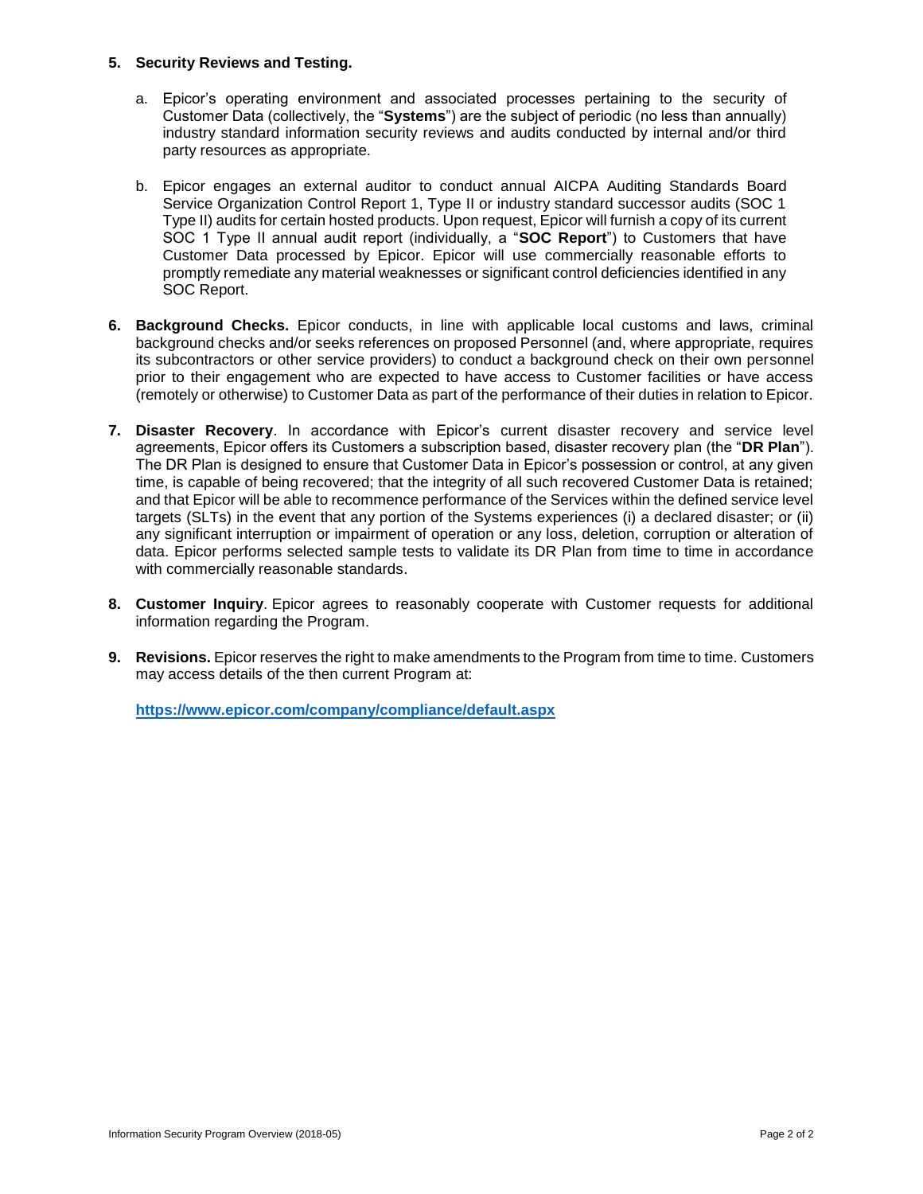**5. Security Reviews and Testing.**

a. Epicor's operating environment and associated processes pertaining to the security of Customer Data (collectively, the "**Systems**") are the subject of periodic (no less than annually) industry standard information security reviews and audits conducted by internal and/or third party resources as appropriate.

b. Epicor engages an external auditor to conduct annual AICPA Auditing Standards Board Service Organization Control Report 1, Type II or industry standard successor audits (SOC 1 Type II) audits for certain hosted products. Upon request, Epicor will furnish a copy of its current SOC 1 Type II annual audit report (individually, a "**SOC Report**") to Customers that have Customer Data processed by Epicor. Epicor will use commercially reasonable efforts to promptly remediate any material weaknesses or significant control deficiencies identified in any SOC Report.

**6. Background Checks.** Epicor conducts, in line with applicable local customs and laws, criminal background checks and/or seeks references on proposed Personnel (and, where appropriate, requires its subcontractors or other service providers) to conduct a background check on their own personnel prior to their engagement who are expected to have access to Customer facilities or have access (remotely or otherwise) to Customer Data as part of the performance of their duties in relation to Epicor.

**7. Disaster Recovery**. In accordance with Epicor's current disaster recovery and service level agreements, Epicor offers its Customers a subscription based, disaster recovery plan (the "**DR Plan**"). The DR Plan is designed to ensure that Customer Data in Epicor's possession or control, at any given time, is capable of being recovered; that the integrity of all such recovered Customer Data is retained; and that Epicor will be able to recommence performance of the Services within the defined service level targets (SLTs) in the event that any portion of the Systems experiences (i) a declared disaster; or (ii) any significant interruption or impairment of operation or any loss, deletion, corruption or alteration of data. Epicor performs selected sample tests to validate its DR Plan from time to time in accordance with commercially reasonable standards.

**8. Customer Inquiry**. Epicor agrees to reasonably cooperate with Customer requests for additional information regarding the Program.

**9. Revisions.** Epicor reserves the right to make amendments to the Program from time to time. Customers may access details of the then current Program at:

**https://www.epicor.com/company/compliance/default.aspx**